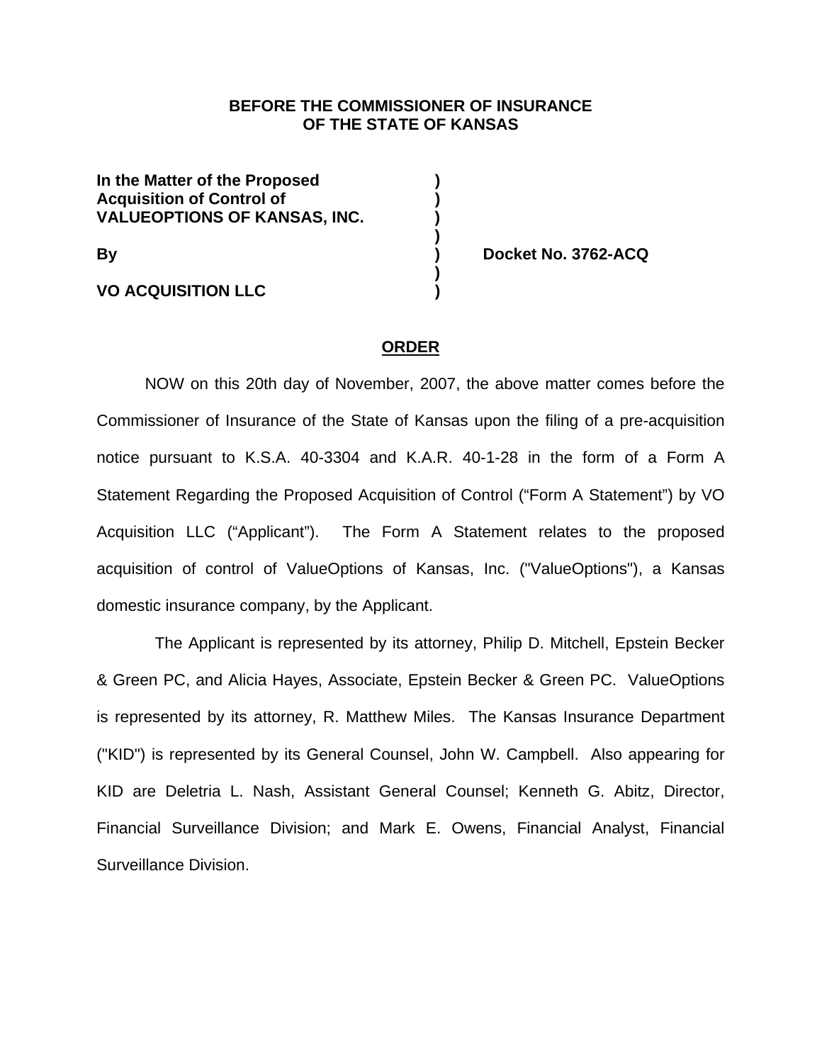**BEFORE THE COMMISSIONER OF INSURANCE**
**OF THE STATE OF KANSAS**

| | | |
|---|---|---|
| **In the Matter of the Proposed** | **)** | |
| **Acquisition of Control of** | **)** | |
| **VALUEOPTIONS OF KANSAS, INC.** | **)** | |
| | **)** | |
| **By** | **)** | **Docket No. 3762-ACQ** |
| | **)** | |
| **VO ACQUISITION LLC** | **)** | |

**ORDER**

NOW on this 20th day of November, 2007, the above matter comes before the Commissioner of Insurance of the State of Kansas upon the filing of a pre-acquisition notice pursuant to K.S.A. 40-3304 and K.A.R. 40-1-28 in the form of a Form A Statement Regarding the Proposed Acquisition of Control ("Form A Statement") by VO Acquisition LLC ("Applicant"). The Form A Statement relates to the proposed acquisition of control of ValueOptions of Kansas, Inc. ("ValueOptions"), a Kansas domestic insurance company, by the Applicant.

The Applicant is represented by its attorney, Philip D. Mitchell, Epstein Becker & Green PC, and Alicia Hayes, Associate, Epstein Becker & Green PC. ValueOptions is represented by its attorney, R. Matthew Miles. The Kansas Insurance Department ("KID") is represented by its General Counsel, John W. Campbell. Also appearing for KID are Deletria L. Nash, Assistant General Counsel; Kenneth G. Abitz, Director, Financial Surveillance Division; and Mark E. Owens, Financial Analyst, Financial Surveillance Division.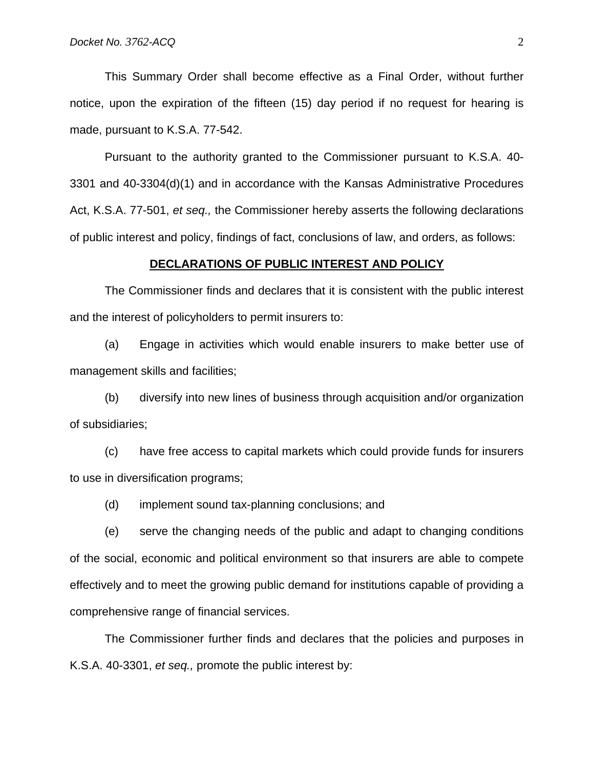This Summary Order shall become effective as a Final Order, without further notice, upon the expiration of the fifteen (15) day period if no request for hearing is made, pursuant to K.S.A. 77-542.

Pursuant to the authority granted to the Commissioner pursuant to K.S.A. 40-3301 and 40-3304(d)(1) and in accordance with the Kansas Administrative Procedures Act, K.S.A. 77-501, *et seq.,* the Commissioner hereby asserts the following declarations of public interest and policy, findings of fact, conclusions of law, and orders, as follows:

## DECLARATIONS OF PUBLIC INTEREST AND POLICY

The Commissioner finds and declares that it is consistent with the public interest and the interest of policyholders to permit insurers to:

(a) Engage in activities which would enable insurers to make better use of management skills and facilities;

(b) diversify into new lines of business through acquisition and/or organization of subsidiaries;

(c) have free access to capital markets which could provide funds for insurers to use in diversification programs;

(d) implement sound tax-planning conclusions; and

(e) serve the changing needs of the public and adapt to changing conditions of the social, economic and political environment so that insurers are able to compete effectively and to meet the growing public demand for institutions capable of providing a comprehensive range of financial services.

The Commissioner further finds and declares that the policies and purposes in K.S.A. 40-3301, *et seq.,* promote the public interest by: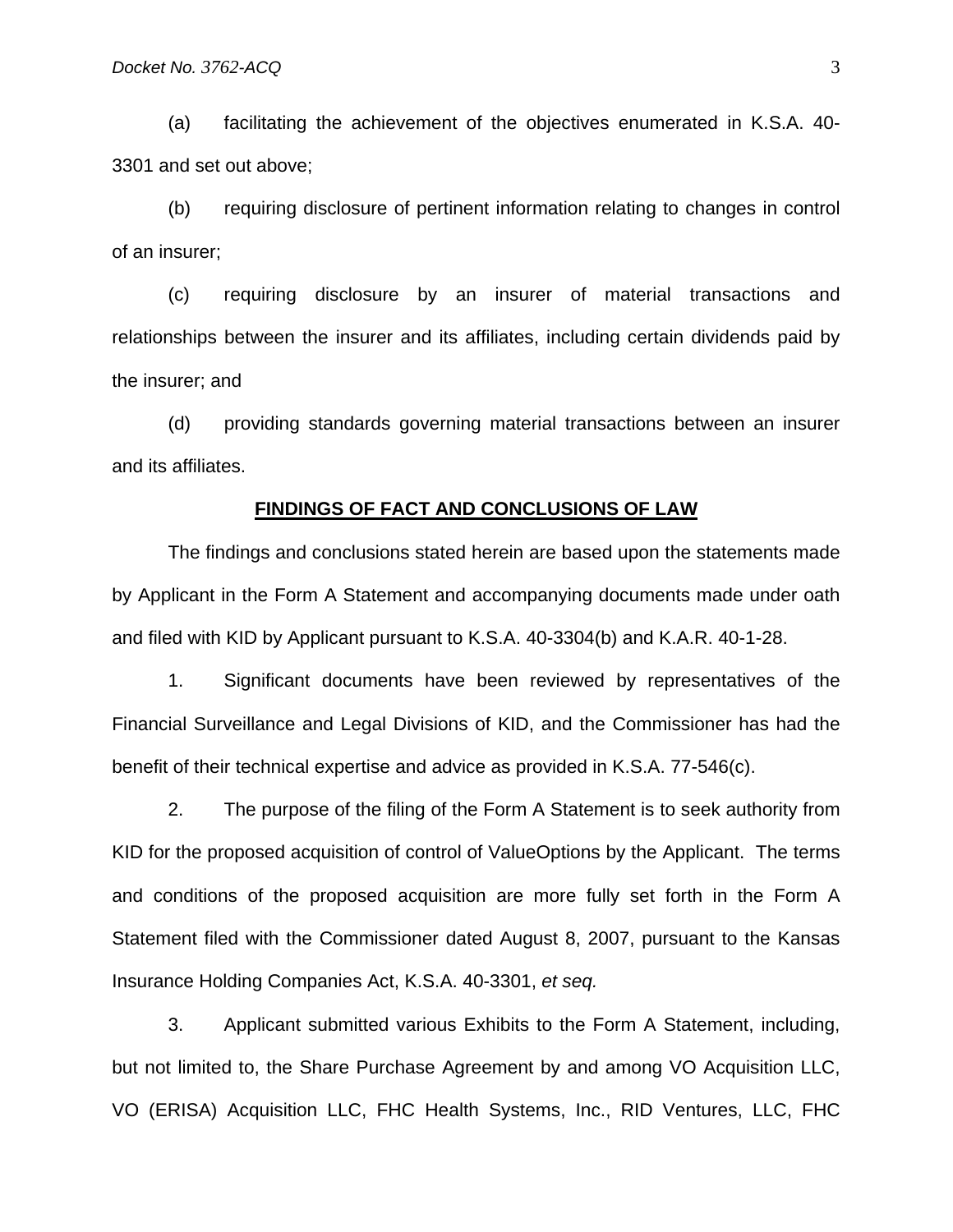(a) facilitating the achievement of the objectives enumerated in K.S.A. 40-3301 and set out above;

(b) requiring disclosure of pertinent information relating to changes in control of an insurer;

(c) requiring disclosure by an insurer of material transactions and relationships between the insurer and its affiliates, including certain dividends paid by the insurer; and

(d) providing standards governing material transactions between an insurer and its affiliates.

**FINDINGS OF FACT AND CONCLUSIONS OF LAW**

The findings and conclusions stated herein are based upon the statements made by Applicant in the Form A Statement and accompanying documents made under oath and filed with KID by Applicant pursuant to K.S.A. 40-3304(b) and K.A.R. 40-1-28.

1. Significant documents have been reviewed by representatives of the Financial Surveillance and Legal Divisions of KID, and the Commissioner has had the benefit of their technical expertise and advice as provided in K.S.A. 77-546(c).

2. The purpose of the filing of the Form A Statement is to seek authority from KID for the proposed acquisition of control of ValueOptions by the Applicant. The terms and conditions of the proposed acquisition are more fully set forth in the Form A Statement filed with the Commissioner dated August 8, 2007, pursuant to the Kansas Insurance Holding Companies Act, K.S.A. 40-3301, *et seq.*

3. Applicant submitted various Exhibits to the Form A Statement, including, but not limited to, the Share Purchase Agreement by and among VO Acquisition LLC, VO (ERISA) Acquisition LLC, FHC Health Systems, Inc., RID Ventures, LLC, FHC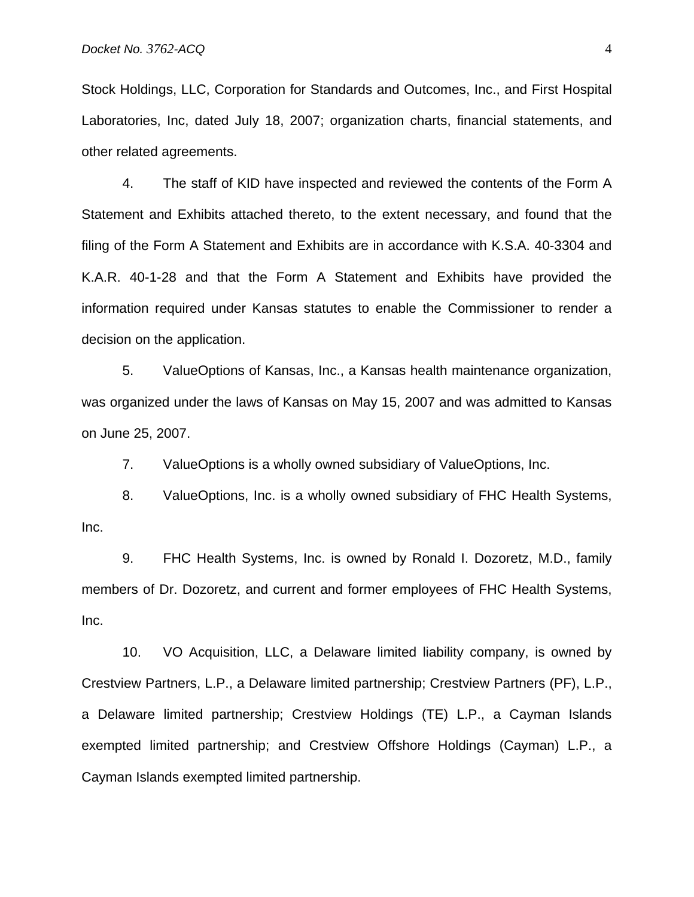Stock Holdings, LLC, Corporation for Standards and Outcomes, Inc., and First Hospital Laboratories, Inc, dated July 18, 2007; organization charts, financial statements, and other related agreements.

4. The staff of KID have inspected and reviewed the contents of the Form A Statement and Exhibits attached thereto, to the extent necessary, and found that the filing of the Form A Statement and Exhibits are in accordance with K.S.A. 40-3304 and K.A.R. 40-1-28 and that the Form A Statement and Exhibits have provided the information required under Kansas statutes to enable the Commissioner to render a decision on the application.

5. ValueOptions of Kansas, Inc., a Kansas health maintenance organization, was organized under the laws of Kansas on May 15, 2007 and was admitted to Kansas on June 25, 2007.

7. ValueOptions is a wholly owned subsidiary of ValueOptions, Inc.

8. ValueOptions, Inc. is a wholly owned subsidiary of FHC Health Systems, Inc.

9. FHC Health Systems, Inc. is owned by Ronald I. Dozoretz, M.D., family members of Dr. Dozoretz, and current and former employees of FHC Health Systems, Inc.

10. VO Acquisition, LLC, a Delaware limited liability company, is owned by Crestview Partners, L.P., a Delaware limited partnership; Crestview Partners (PF), L.P., a Delaware limited partnership; Crestview Holdings (TE) L.P., a Cayman Islands exempted limited partnership; and Crestview Offshore Holdings (Cayman) L.P., a Cayman Islands exempted limited partnership.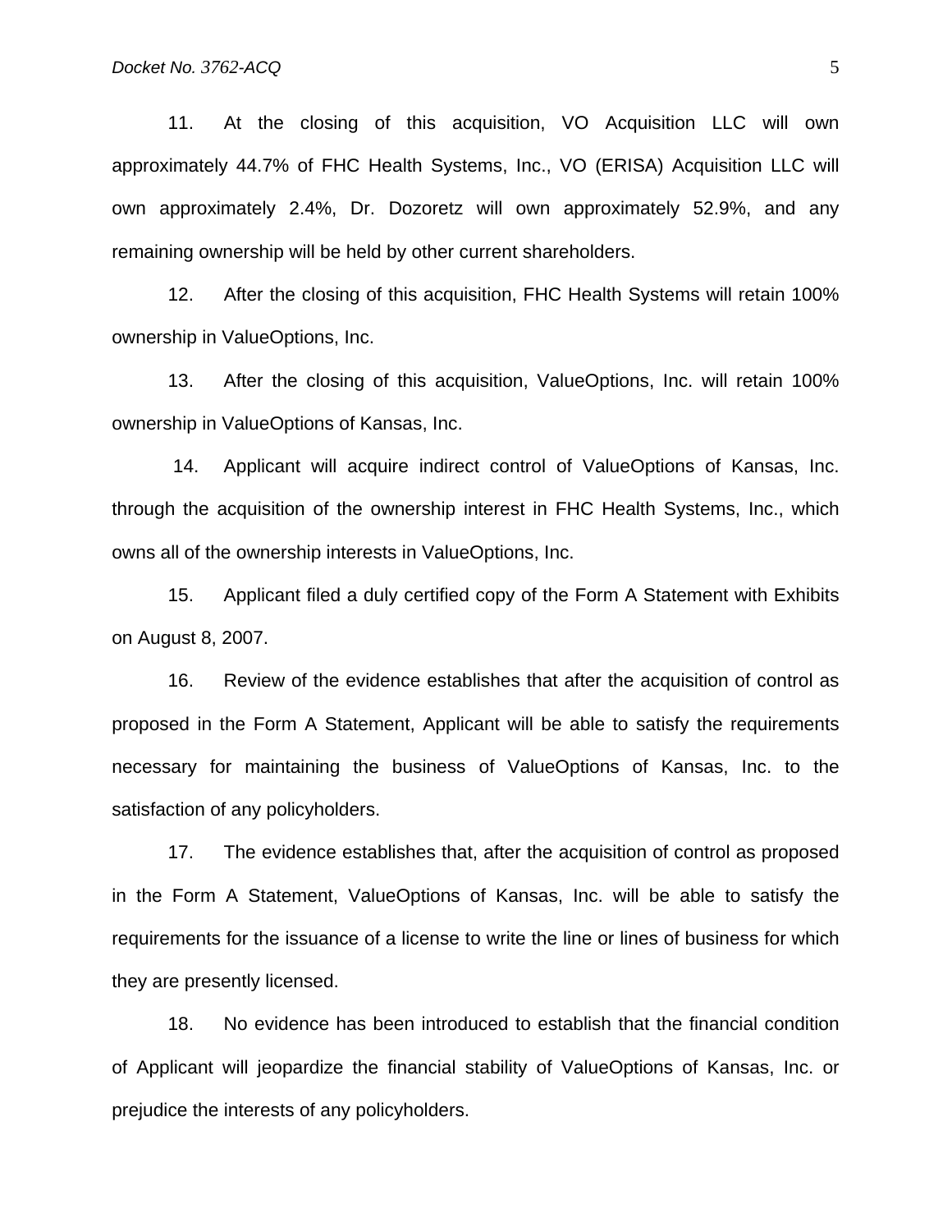11. At the closing of this acquisition, VO Acquisition LLC will own approximately 44.7% of FHC Health Systems, Inc., VO (ERISA) Acquisition LLC will own approximately 2.4%, Dr. Dozoretz will own approximately 52.9%, and any remaining ownership will be held by other current shareholders.

12. After the closing of this acquisition, FHC Health Systems will retain 100% ownership in ValueOptions, Inc.

13. After the closing of this acquisition, ValueOptions, Inc. will retain 100% ownership in ValueOptions of Kansas, Inc.

14. Applicant will acquire indirect control of ValueOptions of Kansas, Inc. through the acquisition of the ownership interest in FHC Health Systems, Inc., which owns all of the ownership interests in ValueOptions, Inc.

15. Applicant filed a duly certified copy of the Form A Statement with Exhibits on August 8, 2007.

16. Review of the evidence establishes that after the acquisition of control as proposed in the Form A Statement, Applicant will be able to satisfy the requirements necessary for maintaining the business of ValueOptions of Kansas, Inc. to the satisfaction of any policyholders.

17. The evidence establishes that, after the acquisition of control as proposed in the Form A Statement, ValueOptions of Kansas, Inc. will be able to satisfy the requirements for the issuance of a license to write the line or lines of business for which they are presently licensed.

18. No evidence has been introduced to establish that the financial condition of Applicant will jeopardize the financial stability of ValueOptions of Kansas, Inc. or prejudice the interests of any policyholders.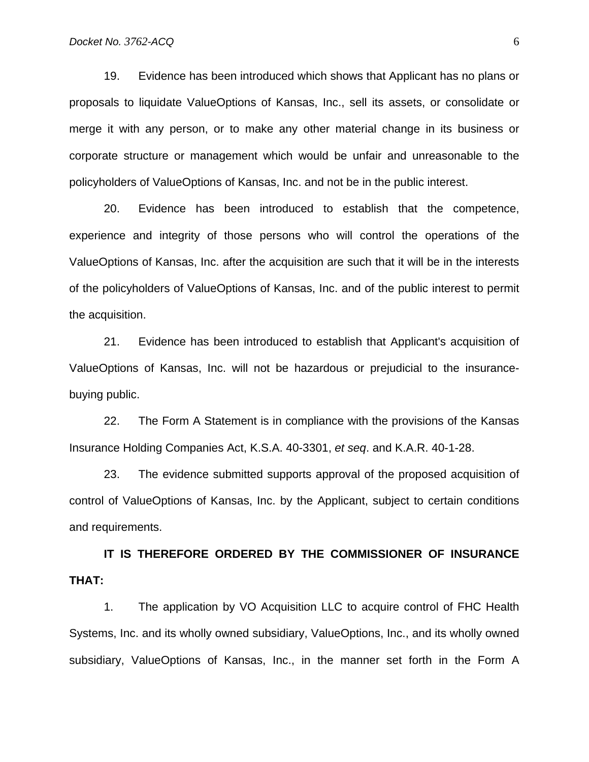19. Evidence has been introduced which shows that Applicant has no plans or proposals to liquidate ValueOptions of Kansas, Inc., sell its assets, or consolidate or merge it with any person, or to make any other material change in its business or corporate structure or management which would be unfair and unreasonable to the policyholders of ValueOptions of Kansas, Inc. and not be in the public interest.

20. Evidence has been introduced to establish that the competence, experience and integrity of those persons who will control the operations of the ValueOptions of Kansas, Inc. after the acquisition are such that it will be in the interests of the policyholders of ValueOptions of Kansas, Inc. and of the public interest to permit the acquisition.

21. Evidence has been introduced to establish that Applicant's acquisition of ValueOptions of Kansas, Inc. will not be hazardous or prejudicial to the insurance-buying public.

22. The Form A Statement is in compliance with the provisions of the Kansas Insurance Holding Companies Act, K.S.A. 40-3301, *et seq*. and K.A.R. 40-1-28.

23. The evidence submitted supports approval of the proposed acquisition of control of ValueOptions of Kansas, Inc. by the Applicant, subject to certain conditions and requirements.

**IT IS THEREFORE ORDERED BY THE COMMISSIONER OF INSURANCE THAT:**

1. The application by VO Acquisition LLC to acquire control of FHC Health Systems, Inc. and its wholly owned subsidiary, ValueOptions, Inc., and its wholly owned subsidiary, ValueOptions of Kansas, Inc., in the manner set forth in the Form A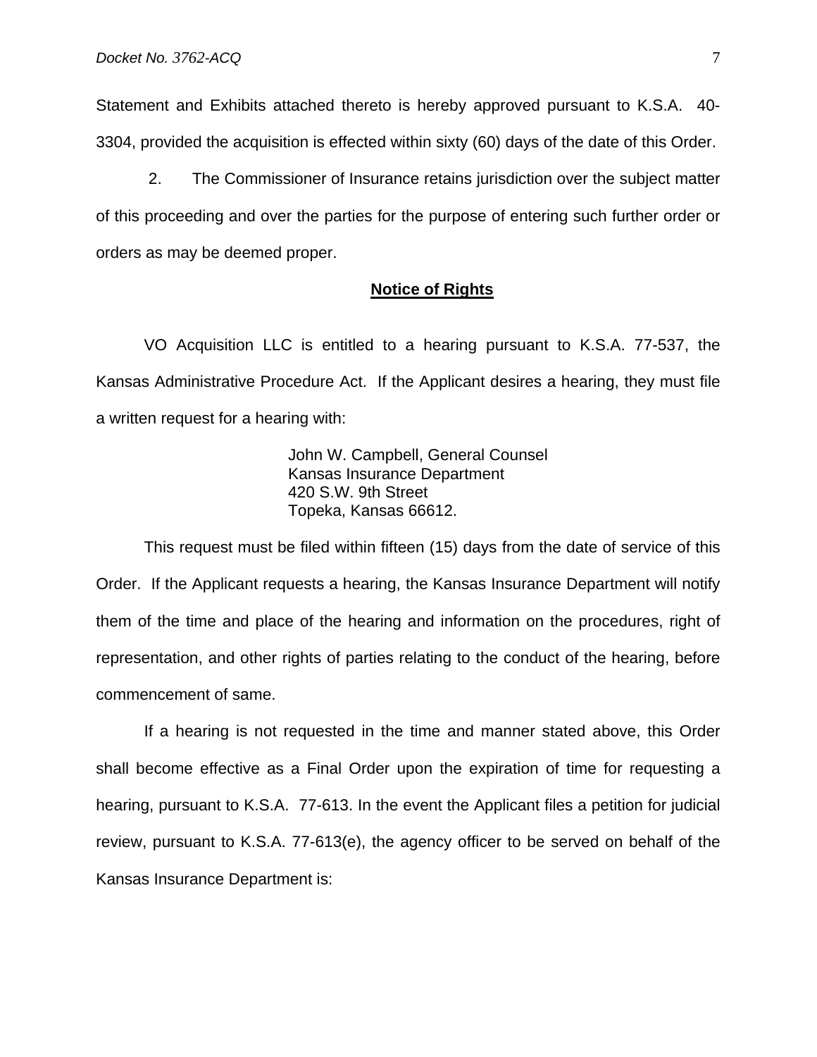Statement and Exhibits attached thereto is hereby approved pursuant to K.S.A. 40-3304, provided the acquisition is effected within sixty (60) days of the date of this Order.

2. The Commissioner of Insurance retains jurisdiction over the subject matter of this proceeding and over the parties for the purpose of entering such further order or orders as may be deemed proper.

**Notice of Rights**

VO Acquisition LLC is entitled to a hearing pursuant to K.S.A. 77-537, the Kansas Administrative Procedure Act. If the Applicant desires a hearing, they must file a written request for a hearing with:

John W. Campbell, General Counsel
Kansas Insurance Department
420 S.W. 9th Street
Topeka, Kansas 66612.

This request must be filed within fifteen (15) days from the date of service of this Order. If the Applicant requests a hearing, the Kansas Insurance Department will notify them of the time and place of the hearing and information on the procedures, right of representation, and other rights of parties relating to the conduct of the hearing, before commencement of same.

If a hearing is not requested in the time and manner stated above, this Order shall become effective as a Final Order upon the expiration of time for requesting a hearing, pursuant to K.S.A. 77-613. In the event the Applicant files a petition for judicial review, pursuant to K.S.A. 77-613(e), the agency officer to be served on behalf of the Kansas Insurance Department is: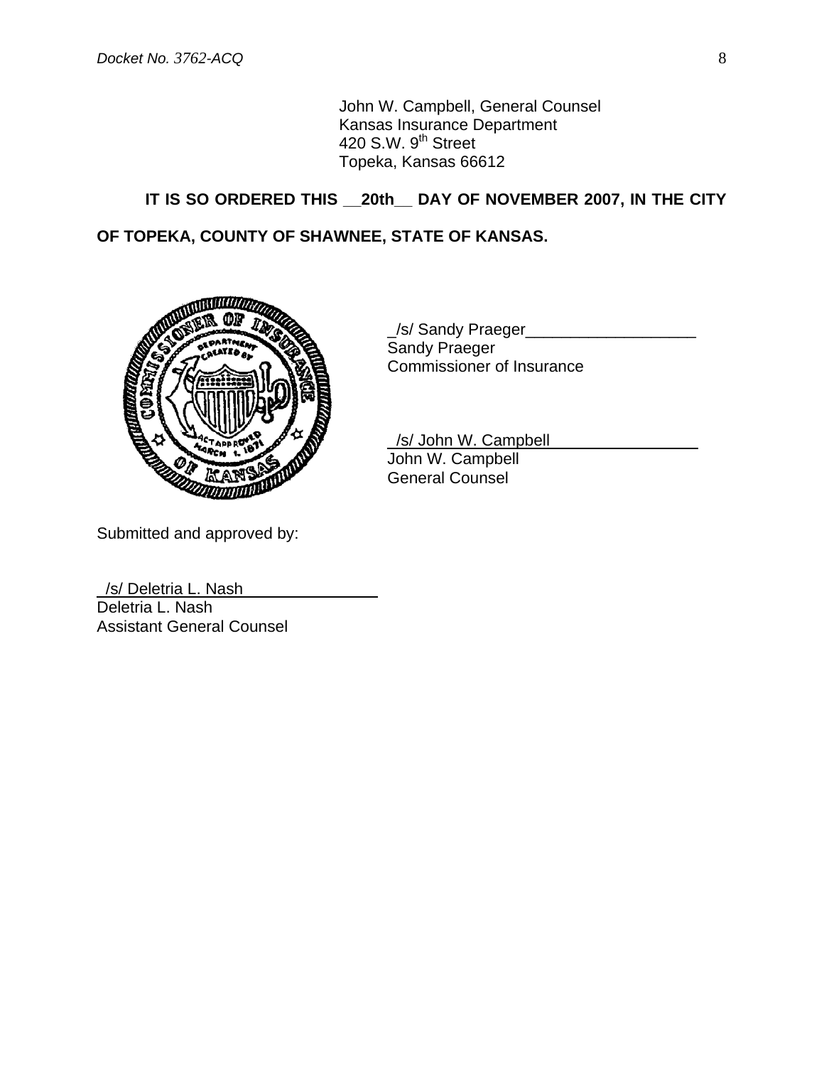John W. Campbell, General Counsel
Kansas Insurance Department
420 S.W. 9th Street
Topeka, Kansas 66612

**IT IS SO ORDERED THIS __20th__ DAY OF NOVEMBER 2007, IN THE CITY OF TOPEKA, COUNTY OF SHAWNEE, STATE OF KANSAS.**

_/s/ Sandy Praeger___________________
Sandy Praeger
Commissioner of Insurance

_/s/ John W. Campbell_________________
John W. Campbell
General Counsel

Submitted and approved by:

_/s/ Deletria L. Nash_________________
Deletria L. Nash
Assistant General Counsel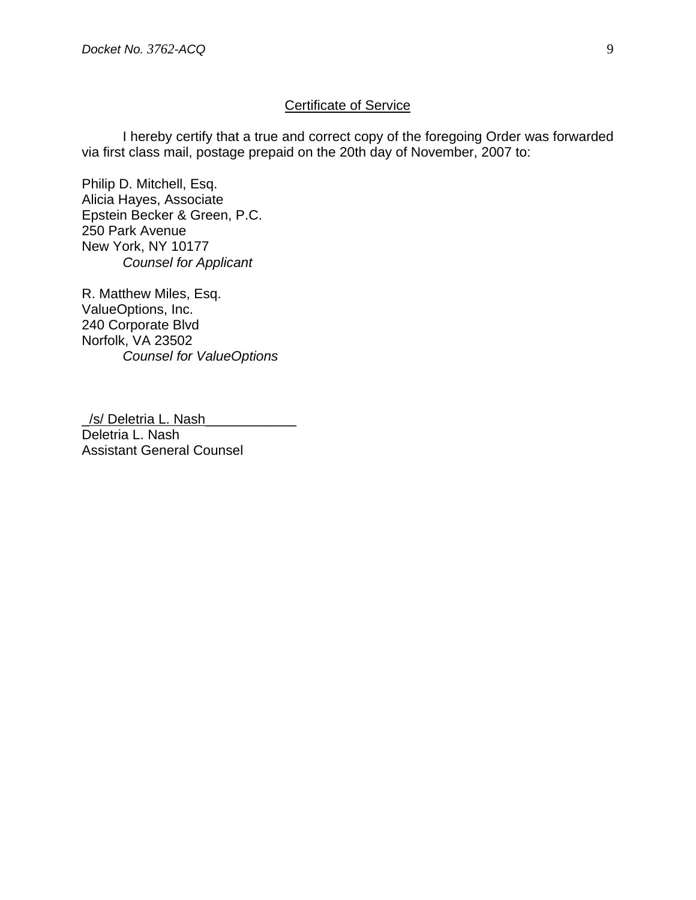## Certificate of Service

I hereby certify that a true and correct copy of the foregoing Order was forwarded via first class mail, postage prepaid on the 20th day of November, 2007 to:

Philip D. Mitchell, Esq.
Alicia Hayes, Associate
Epstein Becker & Green, P.C.
250 Park Avenue
New York, NY 10177
*Counsel for Applicant*

R. Matthew Miles, Esq.
ValueOptions, Inc.
240 Corporate Blvd
Norfolk, VA 23502
*Counsel for ValueOptions*

_/s/ Deletria L. Nash____________
Deletria L. Nash
Assistant General Counsel